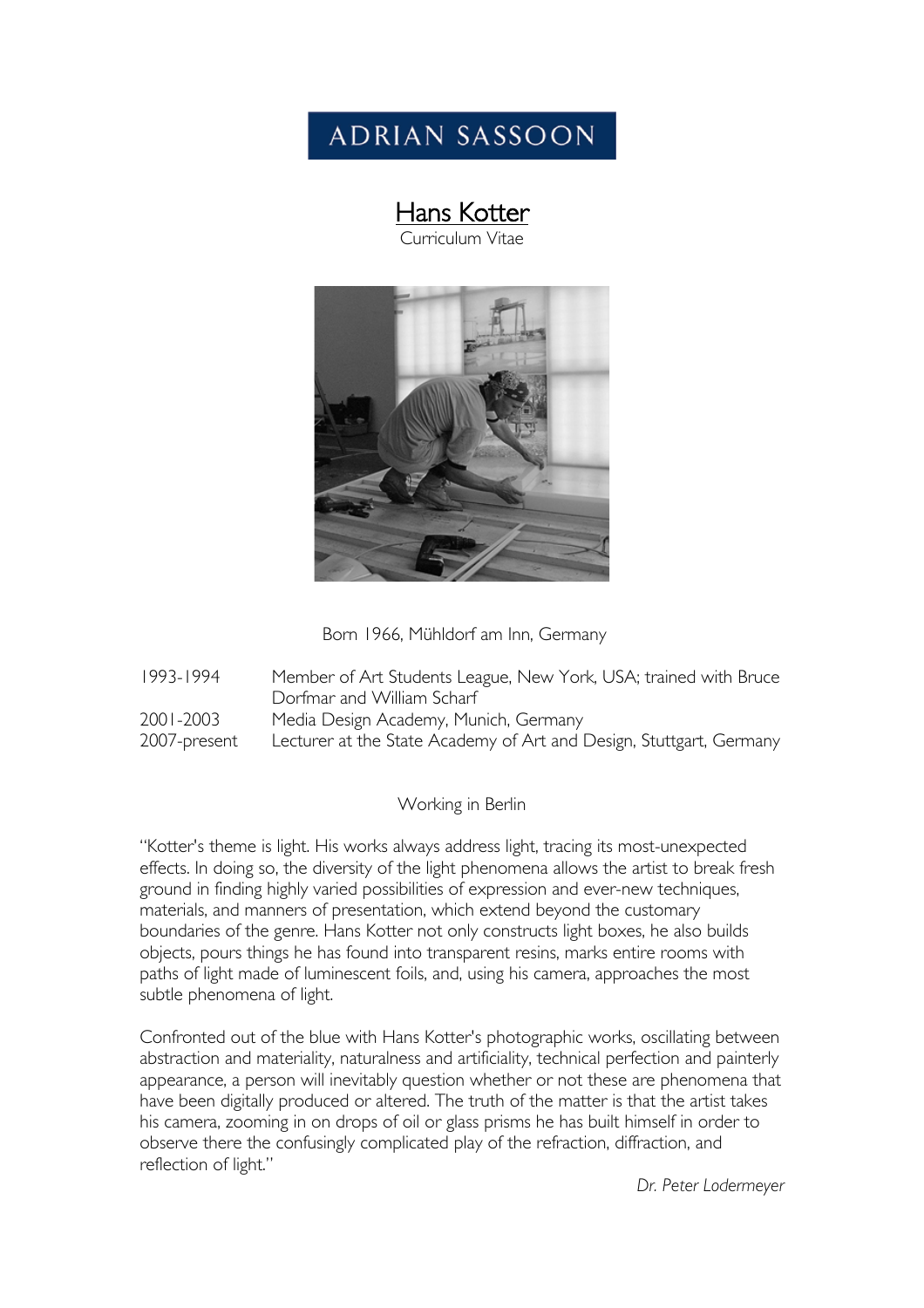ADRIAN SASSOON

# Hans Kotter

Curriculum Vitae

Born 1966, Mühldorf am Inn, Germany

| | |
|---|---|
| 1993-1994 | Member of Art Students League, New York, USA; trained with Bruce Dorfmar and William Scharf |
| 2001-2003 | Media Design Academy, Munich, Germany |
| 2007-present | Lecturer at the State Academy of Art and Design, Stuttgart, Germany |

Working in Berlin

"Kotter's theme is light. His works always address light, tracing its most-unexpected effects. In doing so, the diversity of the light phenomena allows the artist to break fresh ground in finding highly varied possibilities of expression and ever-new techniques, materials, and manners of presentation, which extend beyond the customary boundaries of the genre. Hans Kotter not only constructs light boxes, he also builds objects, pours things he has found into transparent resins, marks entire rooms with paths of light made of luminescent foils, and, using his camera, approaches the most subtle phenomena of light.

Confronted out of the blue with Hans Kotter's photographic works, oscillating between abstraction and materiality, naturalness and artificiality, technical perfection and painterly appearance, a person will inevitably question whether or not these are phenomena that have been digitally produced or altered. The truth of the matter is that the artist takes his camera, zooming in on drops of oil or glass prisms he has built himself in order to observe there the confusingly complicated play of the refraction, diffraction, and reflection of light."

*Dr. Peter Lodermeyer*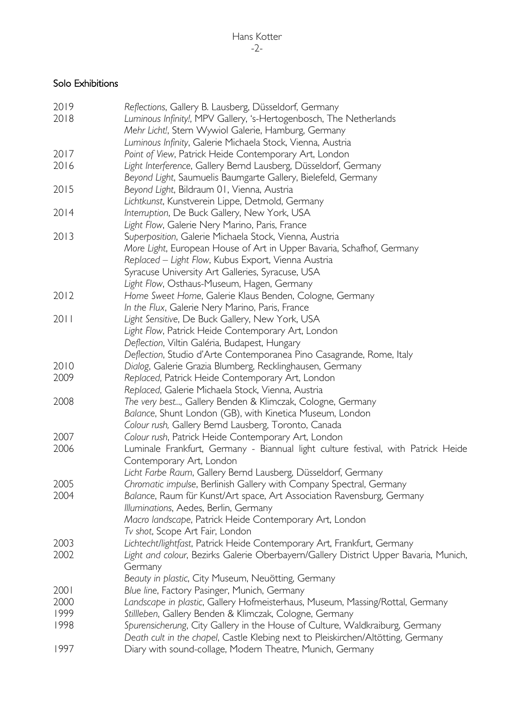## Solo Exhibitions

| | |
|---|---|
| 2019 | *Reflections*, Gallery B. Lausberg, Düsseldorf, Germany |
| 2018 | *Luminous Infinity!*, MPV Gallery, 's-Hertogenbosch, The Netherlands |
| | *Mehr Licht!*, Stern Wywiol Galerie, Hamburg, Germany |
| | *Luminous Infinity*, Galerie Michaela Stock, Vienna, Austria |
| 2017 | *Point of View*, Patrick Heide Contemporary Art, London |
| 2016 | *Light Interference*, Gallery Bernd Lausberg, Düsseldorf, Germany |
| | *Beyond Light*, Saumuelis Baumgarte Gallery, Bielefeld, Germany |
| 2015 | *Beyond Light*, Bildraum 01, Vienna, Austria |
| | *Lichtkunst*, Kunstverein Lippe, Detmold, Germany |
| 2014 | *Interruption*, De Buck Gallery, New York, USA |
| | *Light Flow*, Galerie Nery Marino, Paris, France |
| 2013 | *Superposition*, Galerie Michaela Stock, Vienna, Austria |
| | *More Light*, European House of Art in Upper Bavaria, Schafhof, Germany |
| | *Replaced – Light Flow*, Kubus Export, Vienna Austria |
| | Syracuse University Art Galleries, Syracuse, USA |
| | *Light Flow*, Osthaus-Museum, Hagen, Germany |
| 2012 | *Home Sweet Home*, Galerie Klaus Benden, Cologne, Germany |
| | *In the Flux*, Galerie Nery Marino, Paris, France |
| 2011 | *Light Sensitive*, De Buck Gallery, New York, USA |
| | *Light Flow*, Patrick Heide Contemporary Art, London |
| | *Deflection*, Viltin Galéria, Budapest, Hungary |
| | *Deflection*, Studio d'Arte Contemporanea Pino Casagrande, Rome, Italy |
| 2010 | *Dialog*, Galerie Grazia Blumberg, Recklinghausen, Germany |
| 2009 | *Replaced*, Patrick Heide Contemporary Art, London |
| | *Replaced*, Galerie Michaela Stock, Vienna, Austria |
| 2008 | *The very best...*, Gallery Benden & Klimczak, Cologne, Germany |
| | *Balance*, Shunt London (GB), with Kinetica Museum, London |
| | *Colour rush*, Gallery Bernd Lausberg, Toronto, Canada |
| 2007 | *Colour rush*, Patrick Heide Contemporary Art, London |
| 2006 | Luminale Frankfurt, Germany - Biannual light culture festival, with Patrick Heide Contemporary Art, London |
| | *Licht Farbe Raum*, Gallery Bernd Lausberg, Düsseldorf, Germany |
| 2005 | *Chromatic impulse*, Berlinish Gallery with Company Spectral, Germany |
| 2004 | *Balance*, Raum für Kunst/Art space, Art Association Ravensburg, Germany |
| | *Illuminations*, Aedes, Berlin, Germany |
| | *Macro landscape*, Patrick Heide Contemporary Art, London |
| | *Tv shot*, Scope Art Fair, London |
| 2003 | *Lichtecht/lightfast*, Patrick Heide Contemporary Art, Frankfurt, Germany |
| 2002 | *Light and colour*, Bezirks Galerie Oberbayern/Gallery District Upper Bavaria, Munich, Germany |
| | *Beauty in plastic*, City Museum, Neuötting, Germany |
| 2001 | *Blue line*, Factory Pasinger, Munich, Germany |
| 2000 | *Landscape in plastic*, Gallery Hofmeisterhaus, Museum, Massing/Rottal, Germany |
| 1999 | *Stillleben*, Gallery Benden & Klimczak, Cologne, Germany |
| 1998 | *Spurensicherung*, City Gallery in the House of Culture, Waldkraiburg, Germany |
| | *Death cult in the chapel*, Castle Klebing next to Pleiskirchen/Altötting, Germany |
| 1997 | Diary with sound-collage, Modern Theatre, Munich, Germany |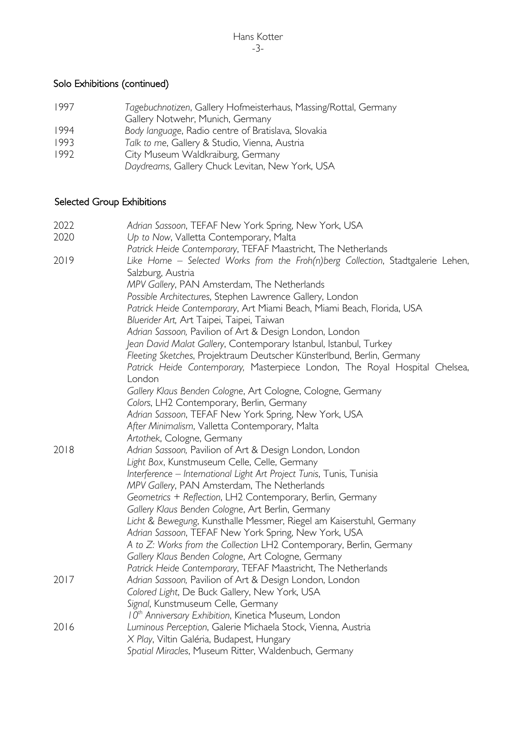## Solo Exhibitions (continued)

| | |
|---|---|
| 1997 | *Tagebuchnotizen*, Gallery Hofmeisterhaus, Massing/Rottal, Germany |
| | Gallery Notwehr, Munich, Germany |
| 1994 | *Body language*, Radio centre of Bratislava, Slovakia |
| 1993 | *Talk to me*, Gallery & Studio, Vienna, Austria |
| 1992 | City Museum Waldkraiburg, Germany |
| | *Daydreams*, Gallery Chuck Levitan, New York, USA |

## Selected Group Exhibitions

| | |
|---|---|
| 2022 | *Adrian Sassoon*, TEFAF New York Spring, New York, USA |
| 2020 | *Up to Now*, Valletta Contemporary, Malta |
| | *Patrick Heide Contemporary*, TEFAF Maastricht, The Netherlands |
| 2019 | *Like Home – Selected Works from the Froh(n)berg Collection*, Stadtgalerie Lehen, Salzburg, Austria |
| | *MPV Gallery*, PAN Amsterdam, The Netherlands |
| | *Possible Architectures*, Stephen Lawrence Gallery, London |
| | *Patrick Heide Contemporary*, Art Miami Beach, Miami Beach, Florida, USA |
| | *Bluerider Art,* Art Taipei, Taipei, Taiwan |
| | *Adrian Sassoon,* Pavilion of Art & Design London, London |
| | *Jean David Malat Gallery*, Contemporary Istanbul, Istanbul, Turkey |
| | *Fleeting Sketches*, Projektraum Deutscher Künstlerbund, Berlin, Germany |
| | *Patrick Heide Contemporary,* Masterpiece London, The Royal Hospital Chelsea, London |
| | *Gallery Klaus Benden Cologne*, Art Cologne, Cologne, Germany |
| | *Colors*, LH2 Contemporary, Berlin, Germany |
| | *Adrian Sassoon*, TEFAF New York Spring, New York, USA |
| | *After Minimalism*, Valletta Contemporary, Malta |
| | *Artothek*, Cologne, Germany |
| 2018 | *Adrian Sassoon,* Pavilion of Art & Design London, London |
| | *Light Box*, Kunstmuseum Celle, Celle, Germany |
| | *Interference – International Light Art Project Tunis*, Tunis, Tunisia |
| | *MPV Gallery*, PAN Amsterdam, The Netherlands |
| | *Geometrics + Reflection*, LH2 Contemporary, Berlin, Germany |
| | *Gallery Klaus Benden Cologne*, Art Berlin, Germany |
| | *Licht & Bewegung*, Kunsthalle Messmer, Riegel am Kaiserstuhl, Germany |
| | *Adrian Sassoon*, TEFAF New York Spring, New York, USA |
| | *A to Z: Works from the Collection* LH2 Contemporary, Berlin, Germany |
| | *Gallery Klaus Benden Cologne*, Art Cologne, Germany |
| | *Patrick Heide Contemporary*, TEFAF Maastricht, The Netherlands |
| 2017 | *Adrian Sassoon,* Pavilion of Art & Design London, London |
| | *Colored Light*, De Buck Gallery, New York, USA |
| | *Signal*, Kunstmuseum Celle, Germany |
| | *10th Anniversary Exhibition*, Kinetica Museum, London |
| 2016 | *Luminous Perception*, Galerie Michaela Stock, Vienna, Austria |
| | *X Play*, Viltin Galéria, Budapest, Hungary |
| | *Spatial Miracles*, Museum Ritter, Waldenbuch, Germany |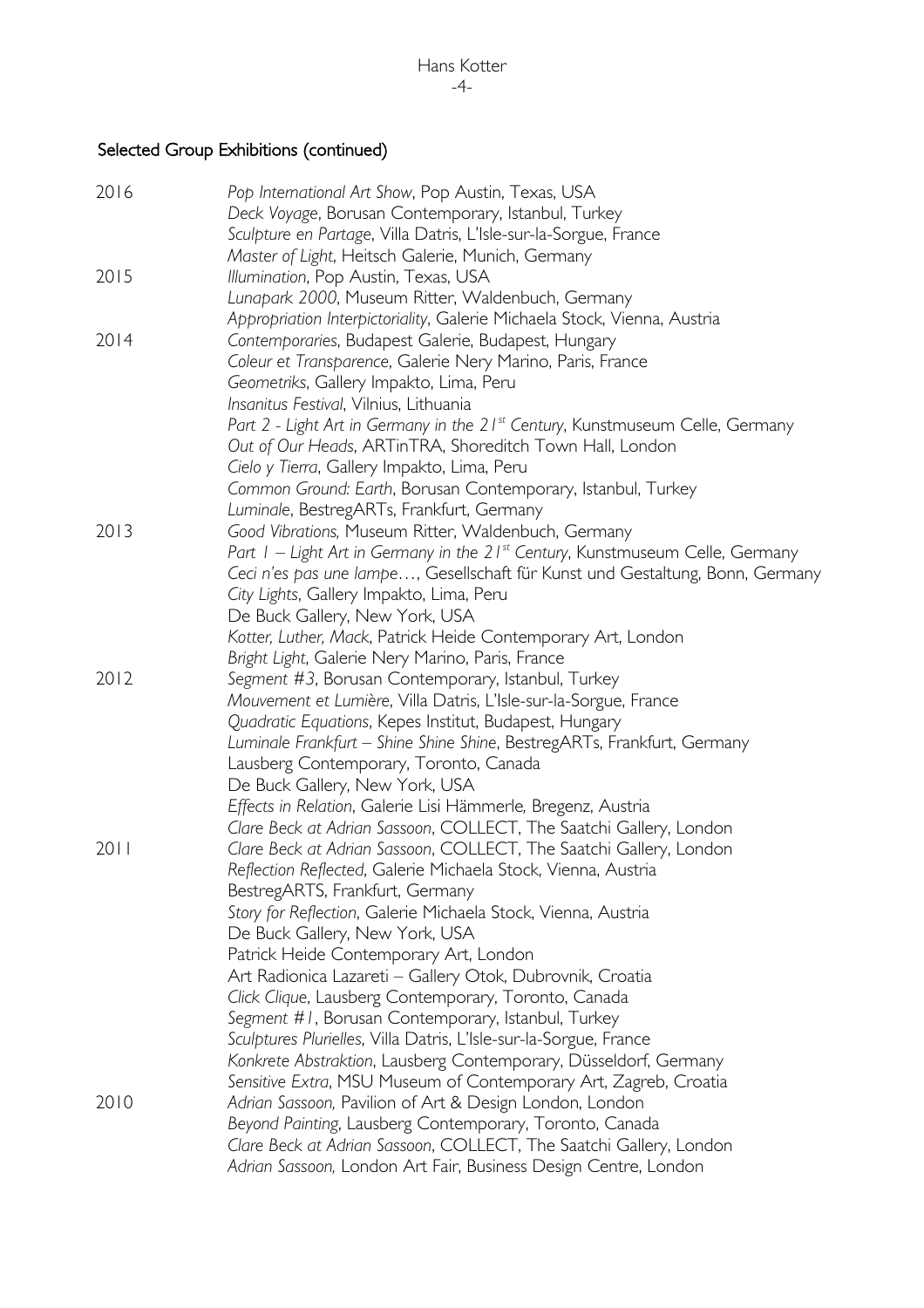## Selected Group Exhibitions (continued)

| | |
|---|---|
| 2016 | *Pop International Art Show*, Pop Austin, Texas, USA |
| | *Deck Voyage*, Borusan Contemporary, Istanbul, Turkey |
| | *Sculpture en Partage*, Villa Datris, L'Isle-sur-la-Sorgue, France |
| | *Master of Light*, Heitsch Galerie, Munich, Germany |
| 2015 | *Illumination*, Pop Austin, Texas, USA |
| | *Lunapark 2000*, Museum Ritter, Waldenbuch, Germany |
| | *Appropriation Interpictoriality*, Galerie Michaela Stock, Vienna, Austria |
| 2014 | *Contemporaries*, Budapest Galerie, Budapest, Hungary |
| | *Coleur et Transparence*, Galerie Nery Marino, Paris, France |
| | *Geometriks*, Gallery Impakto, Lima, Peru |
| | *Insanitus Festival*, Vilnius, Lithuania |
| | *Part 2 - Light Art in Germany in the 21st Century*, Kunstmuseum Celle, Germany |
| | *Out of Our Heads*, ARTinTRA, Shoreditch Town Hall, London |
| | *Cielo y Tierra*, Gallery Impakto, Lima, Peru |
| | *Common Ground: Earth*, Borusan Contemporary, Istanbul, Turkey |
| | *Luminale*, BestregARTs, Frankfurt, Germany |
| 2013 | *Good Vibrations,* Museum Ritter, Waldenbuch, Germany |
| | *Part 1 – Light Art in Germany in the 21st Century*, Kunstmuseum Celle, Germany |
| | *Ceci n'es pas une lampe…*, Gesellschaft für Kunst und Gestaltung, Bonn, Germany |
| | *City Lights*, Gallery Impakto, Lima, Peru |
| | De Buck Gallery, New York, USA |
| | *Kotter, Luther, Mack*, Patrick Heide Contemporary Art, London |
| | *Bright Light*, Galerie Nery Marino, Paris, France |
| 2012 | *Segment #3*, Borusan Contemporary, Istanbul, Turkey |
| | *Mouvement et Lumière*, Villa Datris, L'Isle-sur-la-Sorgue, France |
| | *Quadratic Equations*, Kepes Institut, Budapest, Hungary |
| | *Luminale Frankfurt – Shine Shine Shine*, BestregARTs, Frankfurt, Germany |
| | Lausberg Contemporary, Toronto, Canada |
| | De Buck Gallery, New York, USA |
| | *Effects in Relation*, Galerie Lisi Hämmerle*,* Bregenz, Austria |
| | *Clare Beck at Adrian Sassoon*, COLLECT, The Saatchi Gallery, London |
| 2011 | *Clare Beck at Adrian Sassoon*, COLLECT, The Saatchi Gallery, London |
| | *Reflection Reflected*, Galerie Michaela Stock, Vienna, Austria |
| | BestregARTS, Frankfurt, Germany |
| | *Story for Reflection*, Galerie Michaela Stock, Vienna, Austria |
| | De Buck Gallery, New York, USA |
| | Patrick Heide Contemporary Art, London |
| | Art Radionica Lazareti – Gallery Otok, Dubrovnik, Croatia |
| | *Click Clique*, Lausberg Contemporary, Toronto, Canada |
| | *Segment #1*, Borusan Contemporary, Istanbul, Turkey |
| | *Sculptures Plurielles*, Villa Datris, L'Isle-sur-la-Sorgue, France |
| | *Konkrete Abstraktion*, Lausberg Contemporary, Düsseldorf, Germany |
| | *Sensitive Extra*, MSU Museum of Contemporary Art, Zagreb, Croatia |
| 2010 | *Adrian Sassoon,* Pavilion of Art & Design London, London |
| | *Beyond Painting*, Lausberg Contemporary, Toronto, Canada |
| | *Clare Beck at Adrian Sassoon*, COLLECT, The Saatchi Gallery, London |
| | *Adrian Sassoon,* London Art Fair, Business Design Centre, London |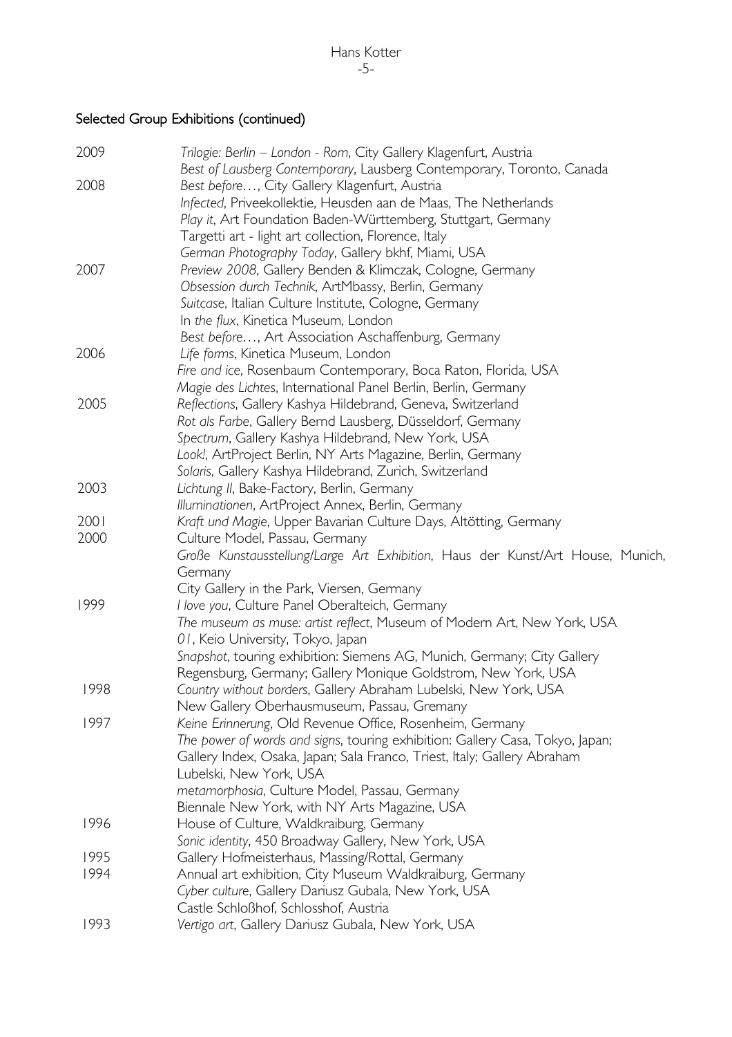## Selected Group Exhibitions (continued)

| | |
|---|---|
| 2009 | *Trilogie: Berlin – London - Rom*, City Gallery Klagenfurt, Austria |
| | *Best of Lausberg Contemporary*, Lausberg Contemporary, Toronto, Canada |
| 2008 | *Best before…*, City Gallery Klagenfurt, Austria |
| | *Infected*, Priveekollektie, Heusden aan de Maas, The Netherlands |
| | *Play it*, Art Foundation Baden-Württemberg, Stuttgart, Germany |
| | Targetti art - light art collection, Florence, Italy |
| | *German Photography Today*, Gallery bkhf, Miami, USA |
| 2007 | *Preview 2008*, Gallery Benden & Klimczak, Cologne, Germany |
| | *Obsession durch Technik*, ArtMbassy, Berlin, Germany |
| | *Suitcase*, Italian Culture Institute, Cologne, Germany |
| | In *the flux*, Kinetica Museum, London |
| | *Best before…*, Art Association Aschaffenburg, Germany |
| 2006 | *Life forms*, Kinetica Museum, London |
| | *Fire and ice*, Rosenbaum Contemporary, Boca Raton, Florida, USA |
| | *Magie des Lichtes*, International Panel Berlin, Berlin, Germany |
| 2005 | *Reflections*, Gallery Kashya Hildebrand, Geneva, Switzerland |
| | *Rot als Farbe*, Gallery Bernd Lausberg, Düsseldorf, Germany |
| | *Spectrum*, Gallery Kashya Hildebrand, New York, USA |
| | *Look!*, ArtProject Berlin, NY Arts Magazine, Berlin, Germany |
| | *Solaris*, Gallery Kashya Hildebrand, Zurich, Switzerland |
| 2003 | *Lichtung II*, Bake-Factory, Berlin, Germany |
| | *Illuminationen*, ArtProject Annex, Berlin, Germany |
| 2001 | *Kraft und Magie*, Upper Bavarian Culture Days, Altötting, Germany |
| 2000 | Culture Model, Passau, Germany |
| | *Große Kunstausstellung/Large Art Exhibition*, Haus der Kunst/Art House, Munich, Germany |
| | City Gallery in the Park, Viersen, Germany |
| 1999 | *I love you*, Culture Panel Oberalteich, Germany |
| | *The museum as muse: artist reflect*, Museum of Modern Art, New York, USA |
| | *01*, Keio University, Tokyo, Japan |
| | *Snapshot*, touring exhibition: Siemens AG, Munich, Germany; City Gallery Regensburg, Germany; Gallery Monique Goldstrom, New York, USA |
| 1998 | *Country without borders*, Gallery Abraham Lubelski, New York, USA |
| | New Gallery Oberhausmuseum, Passau, Gremany |
| 1997 | *Keine Erinnerung*, Old Revenue Office, Rosenheim, Germany |
| | *The power of words and signs*, touring exhibition: Gallery Casa, Tokyo, Japan; Gallery Index, Osaka, Japan; Sala Franco, Triest, Italy; Gallery Abraham Lubelski, New York, USA |
| | *metamorphosia*, Culture Model, Passau, Germany |
| | Biennale New York, with NY Arts Magazine, USA |
| 1996 | House of Culture, Waldkraiburg, Germany |
| | *Sonic identity*, 450 Broadway Gallery, New York, USA |
| 1995 | Gallery Hofmeisterhaus, Massing/Rottal, Germany |
| 1994 | Annual art exhibition, City Museum Waldkraiburg, Germany |
| | *Cyber culture*, Gallery Dariusz Gubala, New York, USA |
| | Castle Schloßhof, Schlosshof, Austria |
| 1993 | *Vertigo art*, Gallery Dariusz Gubala, New York, USA |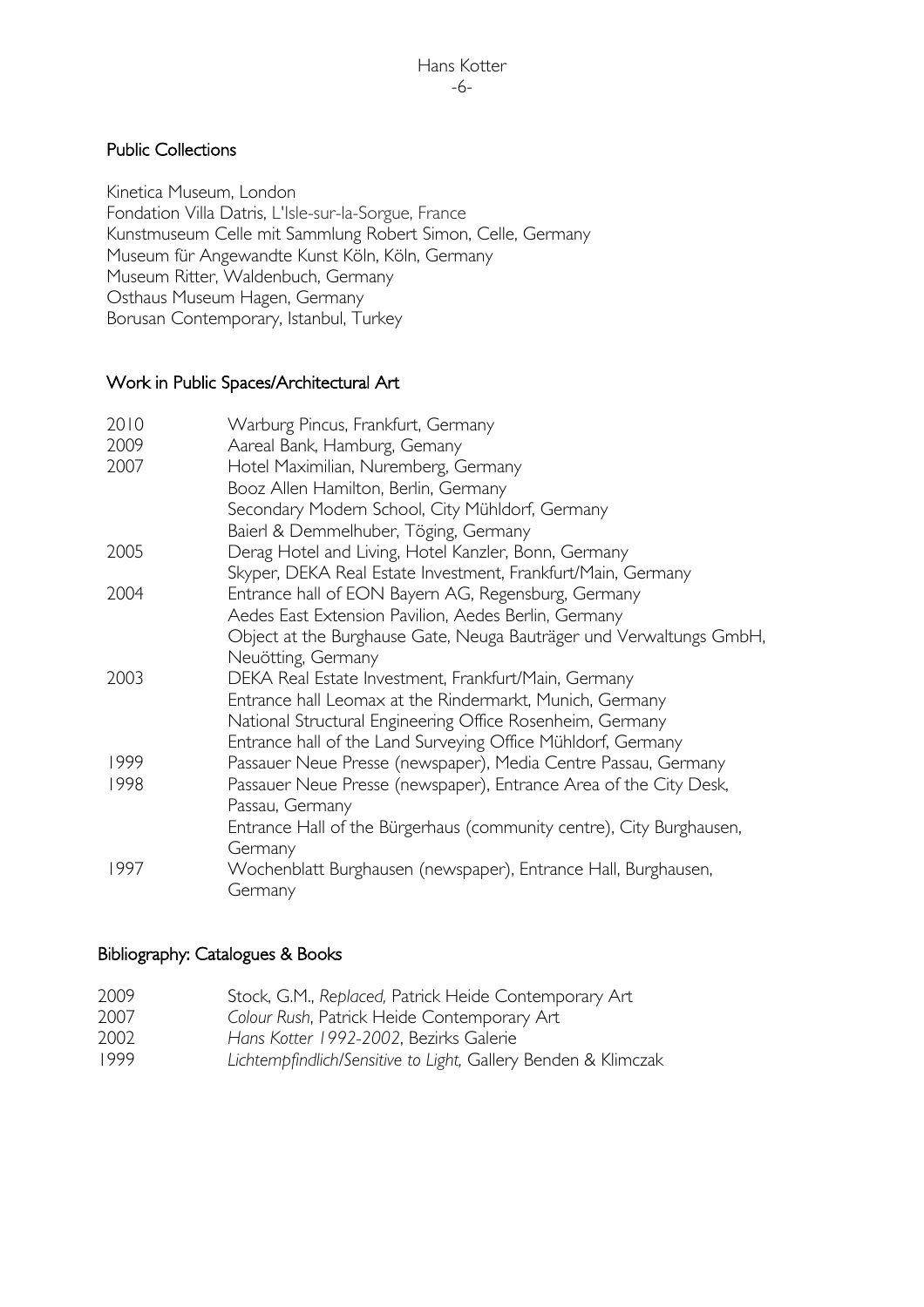## Public Collections

Kinetica Museum, London
Fondation Villa Datris, L'Isle-sur-la-Sorgue, France
Kunstmuseum Celle mit Sammlung Robert Simon, Celle, Germany
Museum für Angewandte Kunst Köln, Köln, Germany
Museum Ritter, Waldenbuch, Germany
Osthaus Museum Hagen, Germany
Borusan Contemporary, Istanbul, Turkey

## Work in Public Spaces/Architectural Art

| | |
|---|---|
| 2010 | Warburg Pincus, Frankfurt, Germany |
| 2009 | Aareal Bank, Hamburg, Gemany |
| 2007 | Hotel Maximilian, Nuremberg, Germany |
| | Booz Allen Hamilton, Berlin, Germany |
| | Secondary Modern School, City Mühldorf, Germany |
| | Baierl & Demmelhuber, Töging, Germany |
| 2005 | Derag Hotel and Living, Hotel Kanzler, Bonn, Germany |
| | Skyper, DEKA Real Estate Investment, Frankfurt/Main, Germany |
| 2004 | Entrance hall of EON Bayern AG, Regensburg, Germany |
| | Aedes East Extension Pavilion, Aedes Berlin, Germany |
| | Object at the Burghause Gate, Neuga Bauträger und Verwaltungs GmbH, Neuötting, Germany |
| 2003 | DEKA Real Estate Investment, Frankfurt/Main, Germany |
| | Entrance hall Leomax at the Rindermarkt, Munich, Germany |
| | National Structural Engineering Office Rosenheim, Germany |
| | Entrance hall of the Land Surveying Office Mühldorf, Germany |
| 1999 | Passauer Neue Presse (newspaper), Media Centre Passau, Germany |
| 1998 | Passauer Neue Presse (newspaper), Entrance Area of the City Desk, Passau, Germany |
| | Entrance Hall of the Bürgerhaus (community centre), City Burghausen, Germany |
| 1997 | Wochenblatt Burghausen (newspaper), Entrance Hall, Burghausen, Germany |

## Bibliography: Catalogues & Books

| | |
|---|---|
| 2009 | Stock, G.M., *Replaced,* Patrick Heide Contemporary Art |
| 2007 | *Colour Rush*, Patrick Heide Contemporary Art |
| 2002 | *Hans Kotter 1992-2002*, Bezirks Galerie |
| 1999 | *Lichtempfindlich/Sensitive to Light,* Gallery Benden & Klimczak |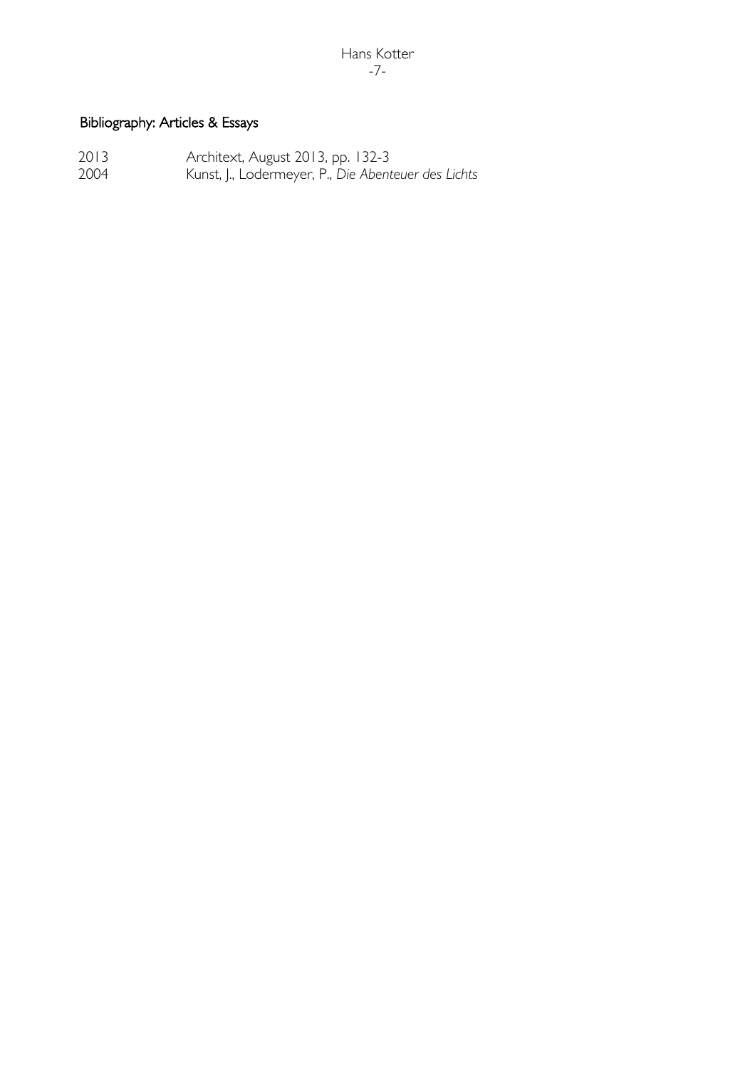## Bibliography: Articles & Essays

| | |
|---|---|
| 2013 | Architext, August 2013, pp. 132-3 |
| 2004 | Kunst, J., Lodermeyer, P., *Die Abenteuer des Lichts* |